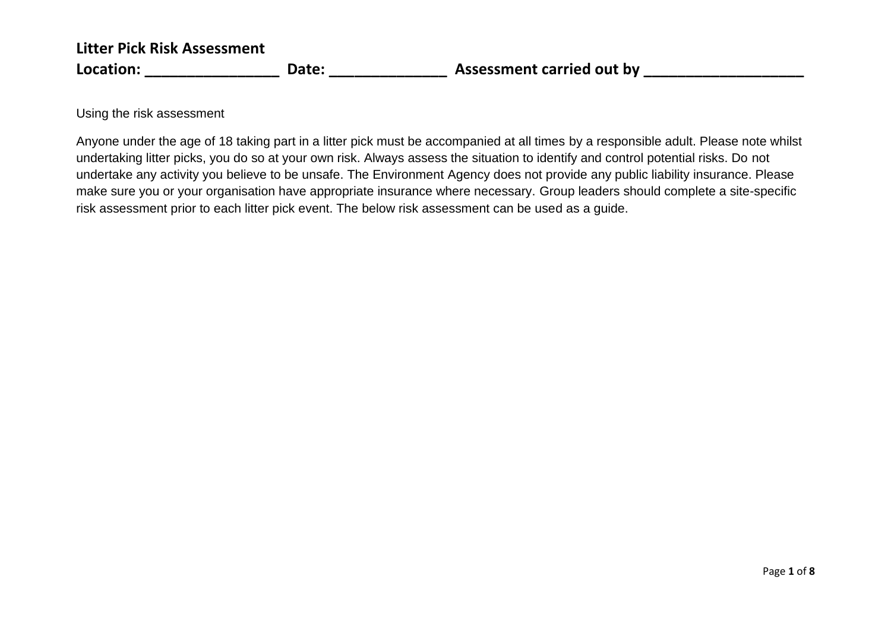**Litter Pick Risk Assessment**

**Location: ________________  Date: ______________  Assessment carried out by ___________________**

Using the risk assessment

Anyone under the age of 18 taking part in a litter pick must be accompanied at all times by a responsible adult. Please note whilst undertaking litter picks, you do so at your own risk. Always assess the situation to identify and control potential risks. Do not undertake any activity you believe to be unsafe. The Environment Agency does not provide any public liability insurance. Please make sure you or your organisation have appropriate insurance where necessary. Group leaders should complete a site-specific risk assessment prior to each litter pick event. The below risk assessment can be used as a guide.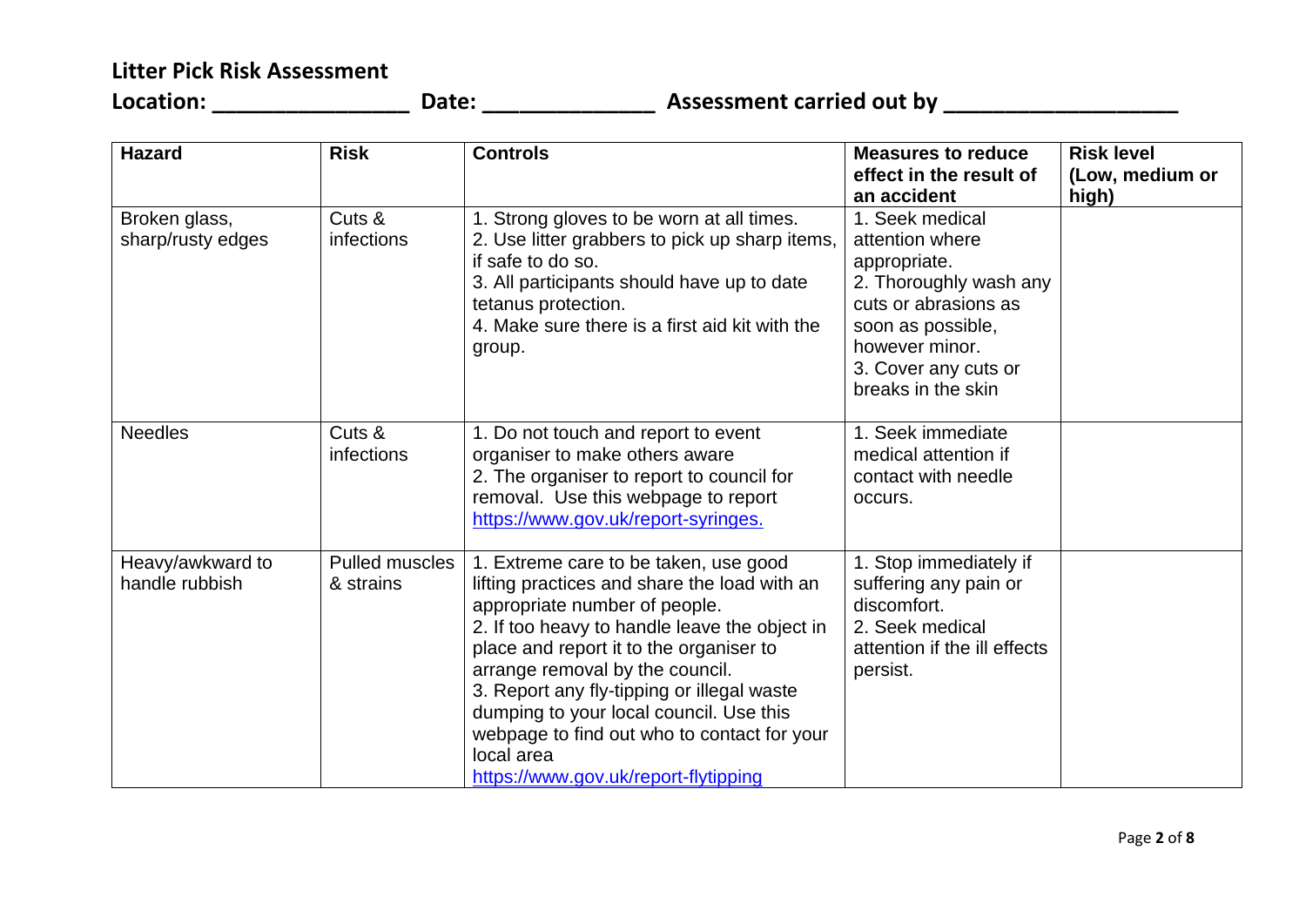**Litter Pick Risk Assessment**

**Location: _________________ Date: _______________ Assessment carried out by ____________________**

| Hazard | Risk | Controls | Measures to reduce effect in the result of an accident | Risk level (Low, medium or high) |
|---|---|---|---|---|
| Broken glass, sharp/rusty edges | Cuts & infections | 1. Strong gloves to be worn at all times.<br>2. Use litter grabbers to pick up sharp items, if safe to do so.<br>3. All participants should have up to date tetanus protection.<br>4. Make sure there is a first aid kit with the group. | 1. Seek medical attention where appropriate.<br>2. Thoroughly wash any cuts or abrasions as soon as possible, however minor.<br>3. Cover any cuts or breaks in the skin | |
| Needles | Cuts & infections | 1. Do not touch and report to event organiser to make others aware<br>2. The organiser to report to council for removal. Use this webpage to report [https://www.gov.uk/report-syringes.](https://www.gov.uk/report-syringes) | 1. Seek immediate medical attention if contact with needle occurs. | |
| Heavy/awkward to handle rubbish | Pulled muscles & strains | 1. Extreme care to be taken, use good lifting practices and share the load with an appropriate number of people.<br>2. If too heavy to handle leave the object in place and report it to the organiser to arrange removal by the council.<br>3. Report any fly-tipping or illegal waste dumping to your local council. Use this webpage to find out who to contact for your local area [https://www.gov.uk/report-flytipping](https://www.gov.uk/report-flytipping) | 1. Stop immediately if suffering any pain or discomfort.<br>2. Seek medical attention if the ill effects persist. | |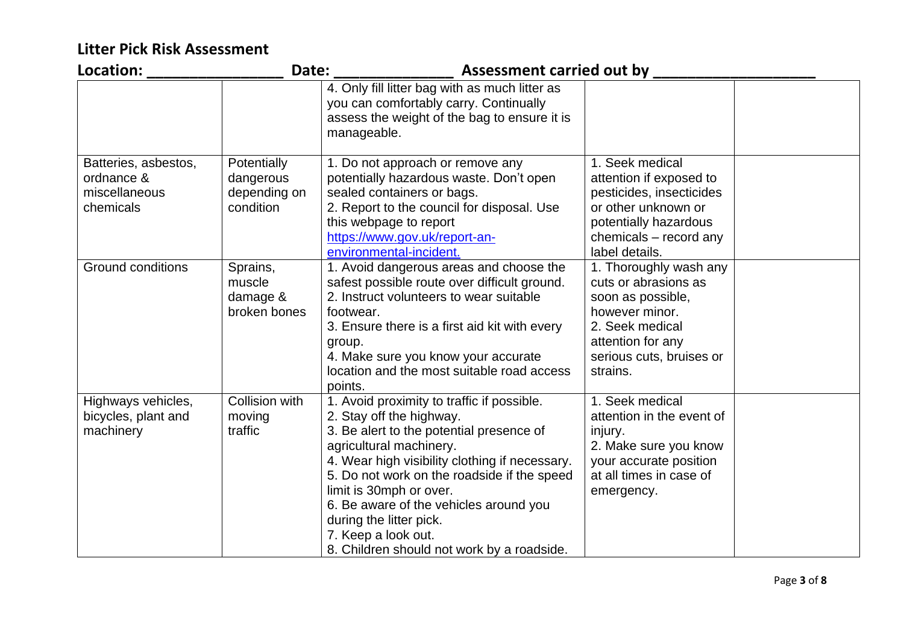## Litter Pick Risk Assessment

**Location: _______________ Date: _____________ Assessment carried out by __________________**

| | | | | |
|---|---|---|---|---|
| | | 4. Only fill litter bag with as much litter as you can comfortably carry. Continually assess the weight of the bag to ensure it is manageable. | | |
| Batteries, asbestos, ordnance & miscellaneous chemicals | Potentially dangerous depending on condition | 1. Do not approach or remove any potentially hazardous waste. Don't open sealed containers or bags.<br>2. Report to the council for disposal. Use this webpage to report [https://www.gov.uk/report-an-environmental-incident.](https://www.gov.uk/report-an-environmental-incident) | 1. Seek medical attention if exposed to pesticides, insecticides or other unknown or potentially hazardous chemicals – record any label details. | |
| Ground conditions | Sprains, muscle damage & broken bones | 1. Avoid dangerous areas and choose the safest possible route over difficult ground.<br>2. Instruct volunteers to wear suitable footwear.<br>3. Ensure there is a first aid kit with every group.<br>4. Make sure you know your accurate location and the most suitable road access points. | 1. Thoroughly wash any cuts or abrasions as soon as possible, however minor.<br>2. Seek medical attention for any serious cuts, bruises or strains. | |
| Highways vehicles, bicycles, plant and machinery | Collision with moving traffic | 1. Avoid proximity to traffic if possible.<br>2. Stay off the highway.<br>3. Be alert to the potential presence of agricultural machinery.<br>4. Wear high visibility clothing if necessary.<br>5. Do not work on the roadside if the speed limit is 30mph or over.<br>6. Be aware of the vehicles around you during the litter pick.<br>7. Keep a look out.<br>8. Children should not work by a roadside. | 1. Seek medical attention in the event of injury.<br>2. Make sure you know your accurate position at all times in case of emergency. | |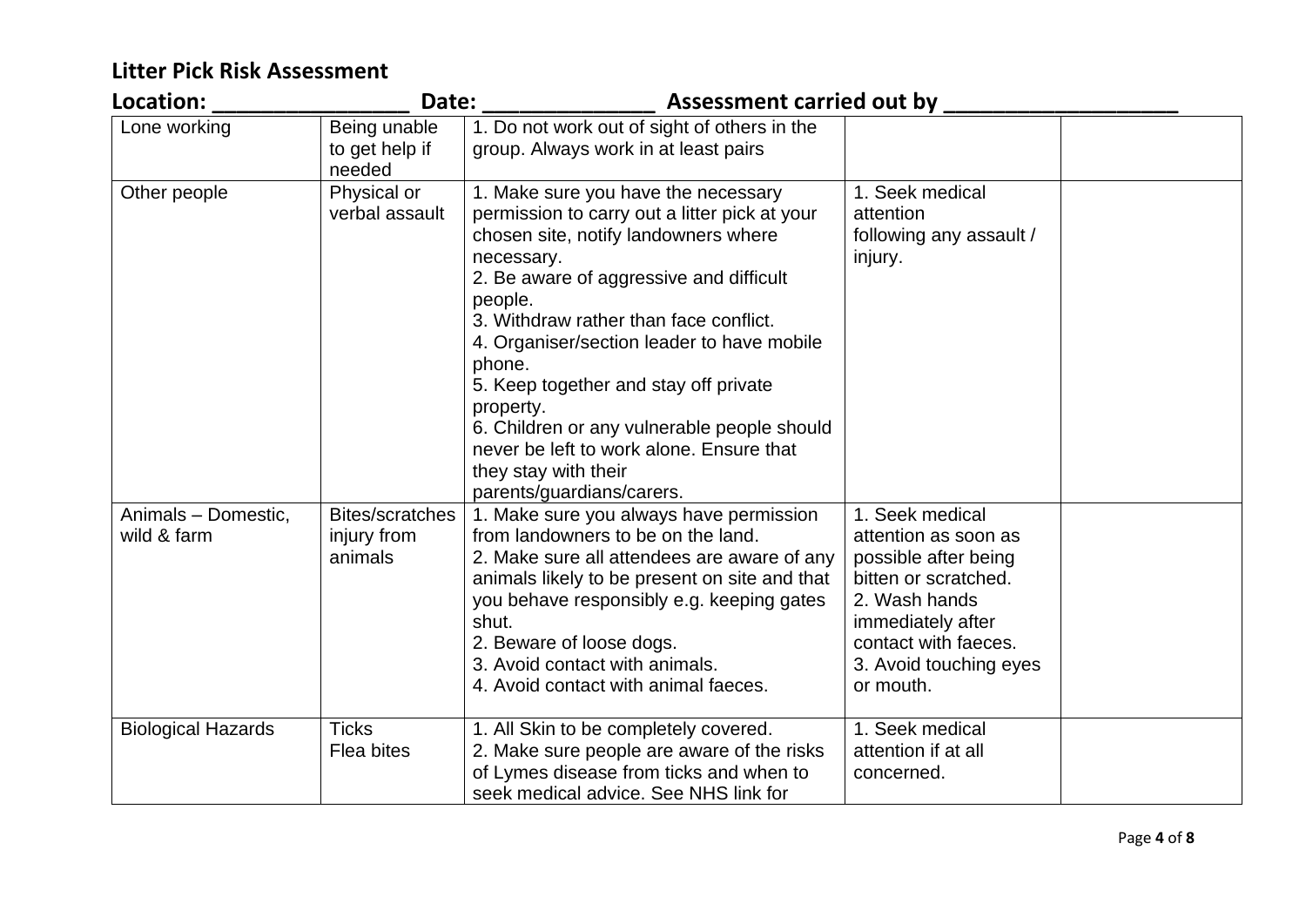## Litter Pick Risk Assessment

**Location: ________________ Date: ______________ Assessment carried out by ___________________**

| | | | | |
|---|---|---|---|---|
| Lone working | Being unable to get help if needed | 1. Do not work out of sight of others in the group. Always work in at least pairs | | |
| Other people | Physical or verbal assault | 1. Make sure you have the necessary permission to carry out a litter pick at your chosen site, notify landowners where necessary.<br>2. Be aware of aggressive and difficult people.<br>3. Withdraw rather than face conflict.<br>4. Organiser/section leader to have mobile phone.<br>5. Keep together and stay off private property.<br>6. Children or any vulnerable people should never be left to work alone. Ensure that they stay with their parents/guardians/carers. | 1. Seek medical attention following any assault / injury. | |
| Animals – Domestic, wild & farm | Bites/scratches injury from animals | 1. Make sure you always have permission from landowners to be on the land.<br>2. Make sure all attendees are aware of any animals likely to be present on site and that you behave responsibly e.g. keeping gates shut.<br>2. Beware of loose dogs.<br>3. Avoid contact with animals.<br>4. Avoid contact with animal faeces. | 1. Seek medical attention as soon as possible after being bitten or scratched.<br>2. Wash hands immediately after contact with faeces.<br>3. Avoid touching eyes or mouth. | |
| Biological Hazards | Ticks<br>Flea bites | 1. All Skin to be completely covered.<br>2. Make sure people are aware of the risks of Lymes disease from ticks and when to seek medical advice. See NHS link for | 1. Seek medical attention if at all concerned. | |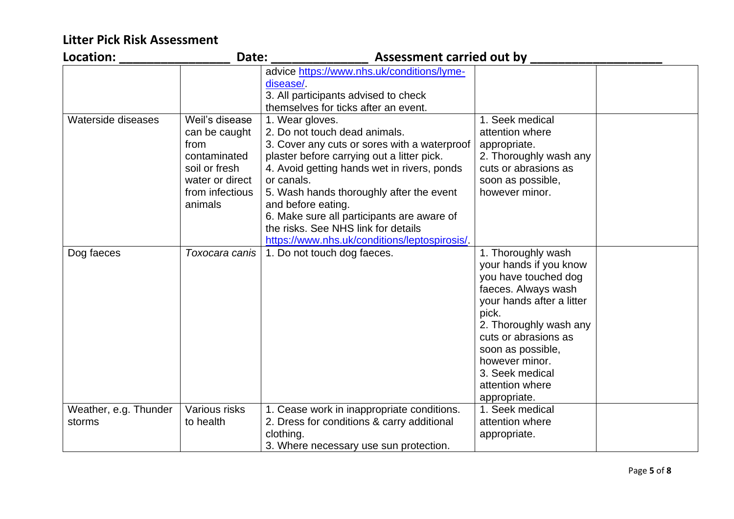# Litter Pick Risk Assessment

**Location: ________________ Date: ______________ Assessment carried out by ___________________**

| | | | | |
|---|---|---|---|---|
| | | advice https://www.nhs.uk/conditions/lyme-disease/.<br>3. All participants advised to check themselves for ticks after an event. | | |
| Waterside diseases | Weil's disease can be caught from contaminated soil or fresh water or direct from infectious animals | 1. Wear gloves.<br>2. Do not touch dead animals.<br>3. Cover any cuts or sores with a waterproof plaster before carrying out a litter pick.<br>4. Avoid getting hands wet in rivers, ponds or canals.<br>5. Wash hands thoroughly after the event and before eating.<br>6. Make sure all participants are aware of the risks. See NHS link for details https://www.nhs.uk/conditions/leptospirosis/. | 1. Seek medical attention where appropriate.<br>2. Thoroughly wash any cuts or abrasions as soon as possible, however minor. | |
| Dog faeces | *Toxocara canis* | 1. Do not touch dog faeces. | 1. Thoroughly wash your hands if you know you have touched dog faeces. Always wash your hands after a litter pick.<br>2. Thoroughly wash any cuts or abrasions as soon as possible, however minor.<br>3. Seek medical attention where appropriate. | |
| Weather, e.g. Thunder storms | Various risks to health | 1. Cease work in inappropriate conditions.<br>2. Dress for conditions & carry additional clothing.<br>3. Where necessary use sun protection. | 1. Seek medical attention where appropriate. | |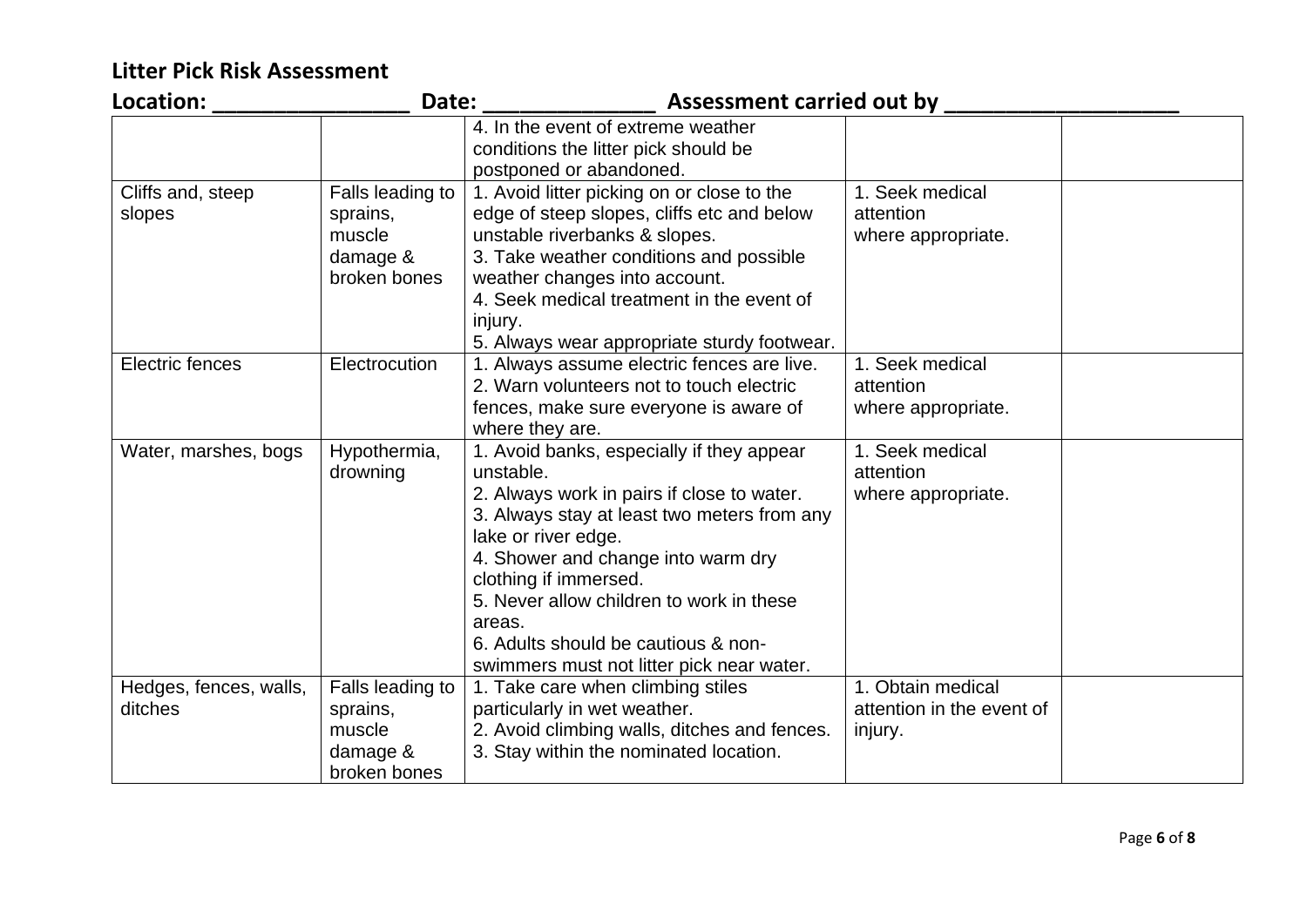**Litter Pick Risk Assessment**

**Location: \_\_\_\_\_\_\_\_\_\_\_\_\_\_\_\_\_ Date: \_\_\_\_\_\_\_\_\_\_\_\_\_\_\_ Assessment carried out by \_\_\_\_\_\_\_\_\_\_\_\_\_\_\_\_\_\_\_\_**

| | | | | |
|---|---|---|---|---|
| | | 4. In the event of extreme weather conditions the litter pick should be postponed or abandoned. | | |
| Cliffs and, steep slopes | Falls leading to sprains, muscle damage & broken bones | 1. Avoid litter picking on or close to the edge of steep slopes, cliffs etc and below unstable riverbanks & slopes.<br>3. Take weather conditions and possible weather changes into account.<br>4. Seek medical treatment in the event of injury.<br>5. Always wear appropriate sturdy footwear. | 1. Seek medical attention where appropriate. | |
| Electric fences | Electrocution | 1. Always assume electric fences are live.<br>2. Warn volunteers not to touch electric fences, make sure everyone is aware of where they are. | 1. Seek medical attention where appropriate. | |
| Water, marshes, bogs | Hypothermia, drowning | 1. Avoid banks, especially if they appear unstable.<br>2. Always work in pairs if close to water.<br>3. Always stay at least two meters from any lake or river edge.<br>4. Shower and change into warm dry clothing if immersed.<br>5. Never allow children to work in these areas.<br>6. Adults should be cautious & non-swimmers must not litter pick near water. | 1. Seek medical attention where appropriate. | |
| Hedges, fences, walls, ditches | Falls leading to sprains, muscle damage & broken bones | 1. Take care when climbing stiles particularly in wet weather.<br>2. Avoid climbing walls, ditches and fences.<br>3. Stay within the nominated location. | 1. Obtain medical attention in the event of injury. | |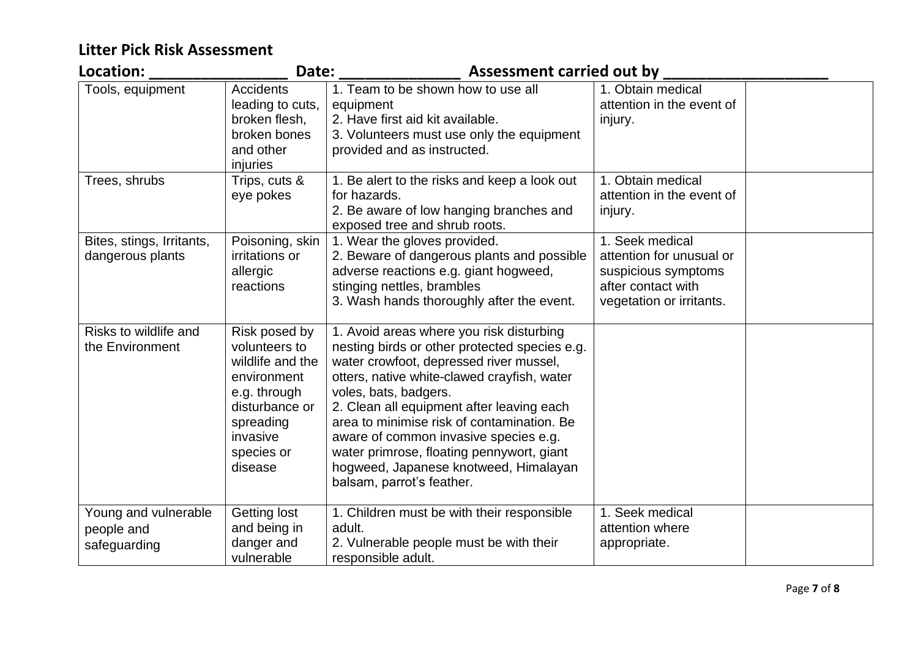## Litter Pick Risk Assessment

**Location: ________________ Date: ______________ Assessment carried out by ____________________**

| | | | | |
|---|---|---|---|---|
| Tools, equipment | Accidents leading to cuts, broken flesh, broken bones and other injuries | 1. Team to be shown how to use all equipment<br>2. Have first aid kit available.<br>3. Volunteers must use only the equipment provided and as instructed. | 1. Obtain medical attention in the event of injury. | |
| Trees, shrubs | Trips, cuts & eye pokes | 1. Be alert to the risks and keep a look out for hazards.<br>2. Be aware of low hanging branches and exposed tree and shrub roots. | 1. Obtain medical attention in the event of injury. | |
| Bites, stings, Irritants, dangerous plants | Poisoning, skin irritations or allergic reactions | 1. Wear the gloves provided.<br>2. Beware of dangerous plants and possible adverse reactions e.g. giant hogweed, stinging nettles, brambles<br>3. Wash hands thoroughly after the event. | 1. Seek medical attention for unusual or suspicious symptoms after contact with vegetation or irritants. | |
| Risks to wildlife and the Environment | Risk posed by volunteers to wildlife and the environment e.g. through disturbance or spreading invasive species or disease | 1. Avoid areas where you risk disturbing nesting birds or other protected species e.g. water crowfoot, depressed river mussel, otters, native white-clawed crayfish, water voles, bats, badgers.<br>2. Clean all equipment after leaving each area to minimise risk of contamination. Be aware of common invasive species e.g. water primrose, floating pennywort, giant hogweed, Japanese knotweed, Himalayan balsam, parrot's feather. | | |
| Young and vulnerable people and safeguarding | Getting lost and being in danger and vulnerable | 1. Children must be with their responsible adult.<br>2. Vulnerable people must be with their responsible adult. | 1. Seek medical attention where appropriate. | |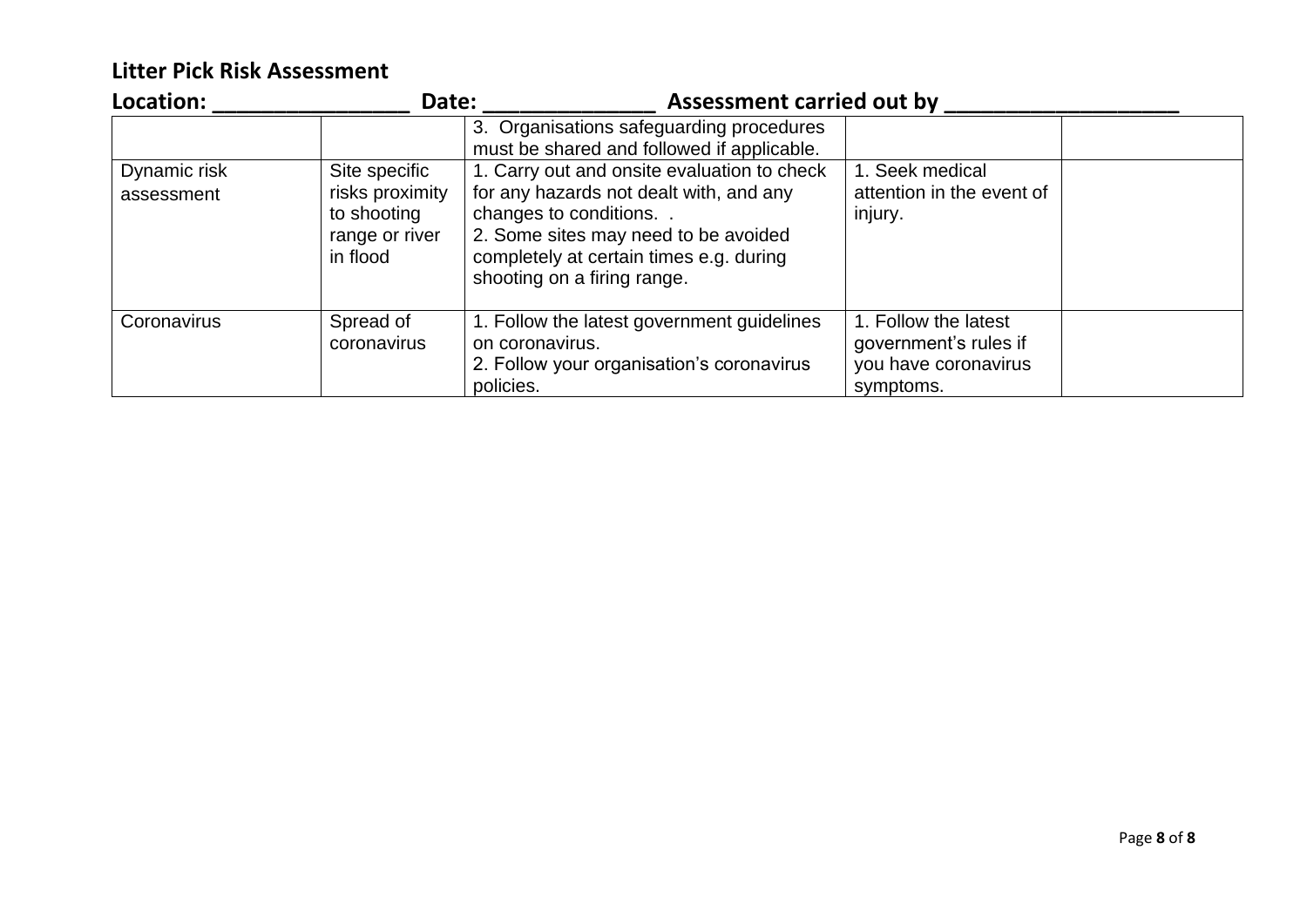## Litter Pick Risk Assessment

**Location: ________________ Date: ______________ Assessment carried out by ___________________**

| | | | | |
|---|---|---|---|---|
| | | 3. Organisations safeguarding procedures must be shared and followed if applicable. | | |
| Dynamic risk assessment | Site specific risks proximity to shooting range or river in flood | 1. Carry out and onsite evaluation to check for any hazards not dealt with, and any changes to conditions. .<br>2. Some sites may need to be avoided completely at certain times e.g. during shooting on a firing range. | 1. Seek medical attention in the event of injury. | |
| Coronavirus | Spread of coronavirus | 1. Follow the latest government guidelines on coronavirus.<br>2. Follow your organisation's coronavirus policies. | 1. Follow the latest government's rules if you have coronavirus symptoms. | |